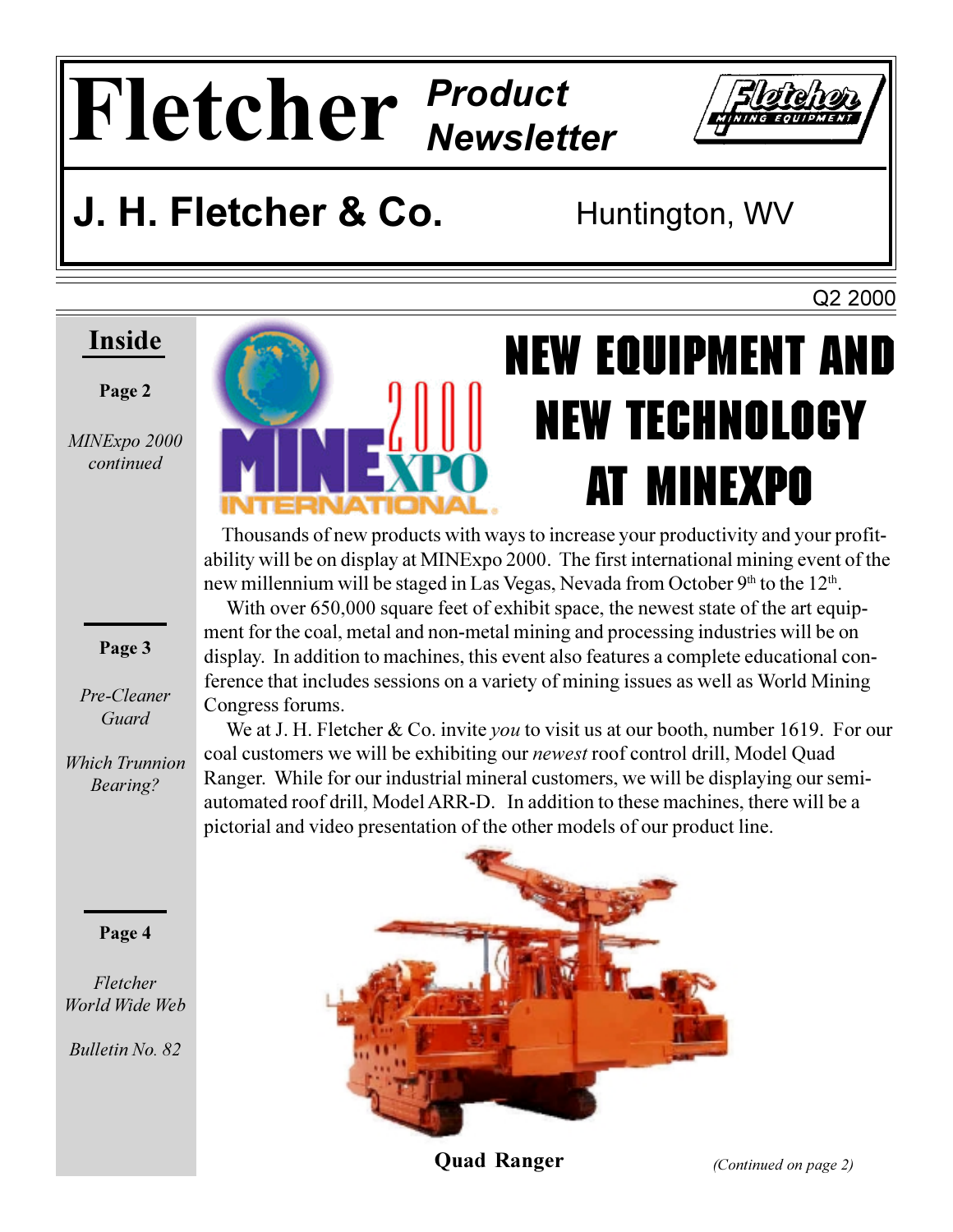# Fletcher *Product Newsletter*

## J. H. Fletcher & Co. — Huntington, WV

Q2 2000

**Inside**

**Page 2**

*MINExpo 2000 continued*

**Page 3**

*Pre-Cleaner Guard*

*Which Trunnion Bearing?*

**Page 4**

*Fletcher World Wide Web*

*Bulletin No. 82*

# NEW EQUIPMENT AND NEW TECHNOLOGY AT MINEXPO

Thousands of new products with ways to increase your productivity and your profitability will be on display at MINExpo 2000. The first international mining event of the new millennium will be staged in Las Vegas, Nevada from October 9th to the 12th.

With over 650,000 square feet of exhibit space, the newest state of the art equipment for the coal, metal and non-metal mining and processing industries will be on display. In addition to machines, this event also features a complete educational conference that includes sessions on a variety of mining issues as well as World Mining Congress forums.

We at J. H. Fletcher & Co. invite *you* to visit us at our booth, number 1619. For our coal customers we will be exhibiting our *newest* roof control drill, Model Quad Ranger. While for our industrial mineral customers, we will be displaying our semi-automated roof drill, Model ARR-D. In addition to these machines, there will be a pictorial and video presentation of the other models of our product line.

**Quad Ranger**

*(Continued on page 2)*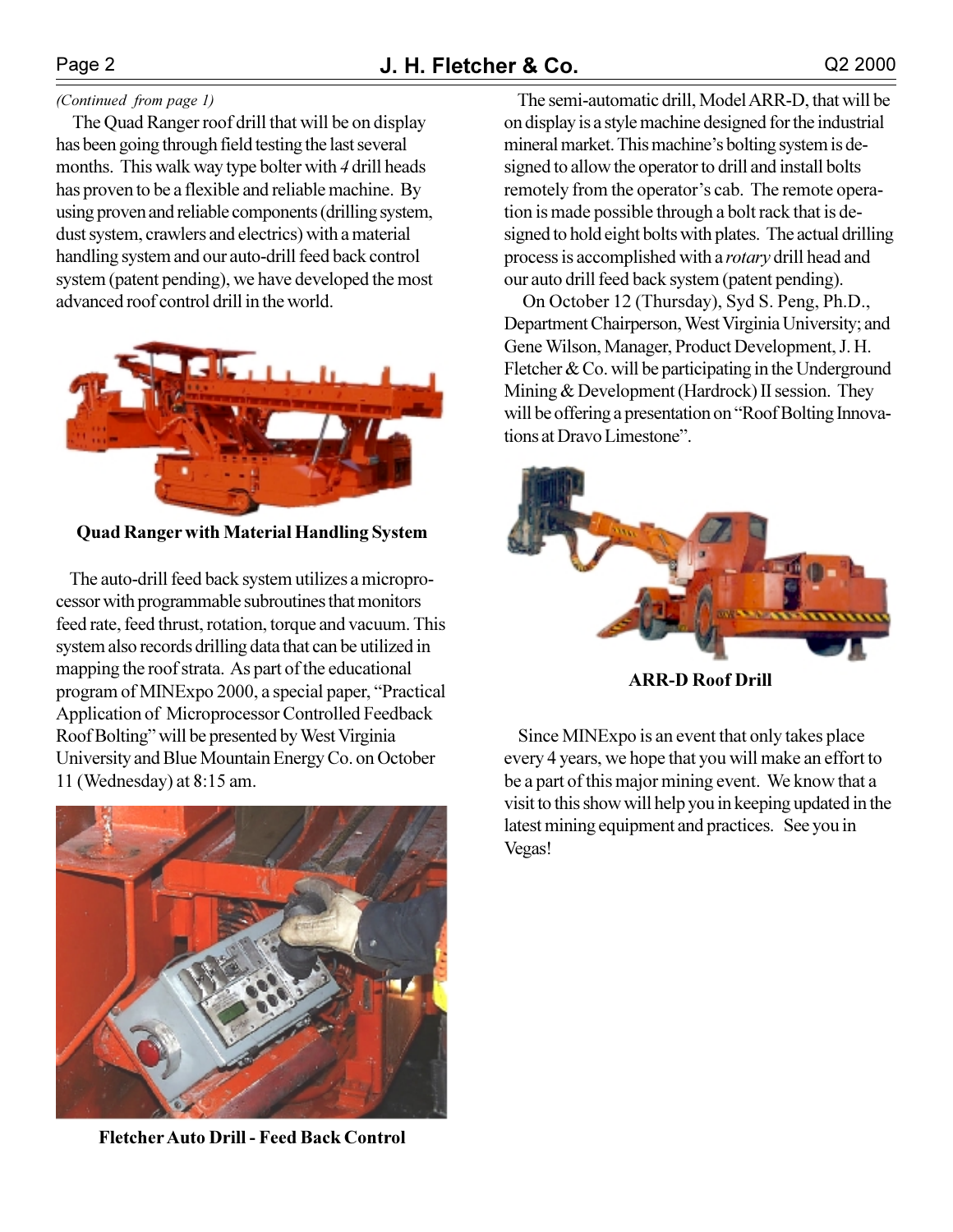*(Continued from page 1)*

The Quad Ranger roof drill that will be on display has been going through field testing the last several months. This walk way type bolter with *4* drill heads has proven to be a flexible and reliable machine. By using proven and reliable components (drilling system, dust system, crawlers and electrics) with a material handling system and our auto-drill feed back control system (patent pending), we have developed the most advanced roof control drill in the world.

**Quad Ranger with Material Handling System**

The auto-drill feed back system utilizes a microprocessor with programmable subroutines that monitors feed rate, feed thrust, rotation, torque and vacuum. This system also records drilling data that can be utilized in mapping the roof strata. As part of the educational program of MINExpo 2000, a special paper, "Practical Application of Microprocessor Controlled Feedback Roof Bolting" will be presented by West Virginia University and Blue Mountain Energy Co. on October 11 (Wednesday) at 8:15 am.

**Fletcher Auto Drill - Feed Back Control**

The semi-automatic drill, Model ARR-D, that will be on display is a style machine designed for the industrial mineral market. This machine's bolting system is designed to allow the operator to drill and install bolts remotely from the operator's cab. The remote operation is made possible through a bolt rack that is designed to hold eight bolts with plates. The actual drilling process is accomplished with a *rotary* drill head and our auto drill feed back system (patent pending).

On October 12 (Thursday), Syd S. Peng, Ph.D., Department Chairperson, West Virginia University; and Gene Wilson, Manager, Product Development, J. H. Fletcher & Co. will be participating in the Underground Mining & Development (Hardrock) II session. They will be offering a presentation on "Roof Bolting Innovations at Dravo Limestone".

**ARR-D Roof Drill**

Since MINExpo is an event that only takes place every 4 years, we hope that you will make an effort to be a part of this major mining event. We know that a visit to this show will help you in keeping updated in the latest mining equipment and practices. See you in Vegas!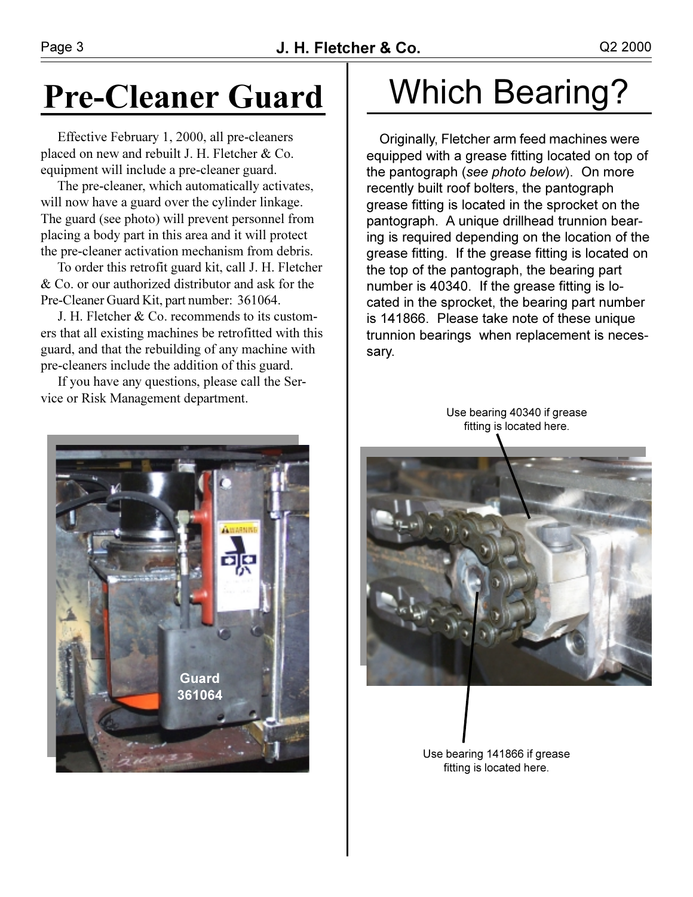# Pre-Cleaner Guard

Effective February 1, 2000, all pre-cleaners placed on new and rebuilt J. H. Fletcher & Co. equipment will include a pre-cleaner guard.

The pre-cleaner, which automatically activates, will now have a guard over the cylinder linkage. The guard (see photo) will prevent personnel from placing a body part in this area and it will protect the pre-cleaner activation mechanism from debris.

To order this retrofit guard kit, call J. H. Fletcher & Co. or our authorized distributor and ask for the Pre-Cleaner Guard Kit, part number: 361064.

J. H. Fletcher & Co. recommends to its customers that all existing machines be retrofitted with this guard, and that the rebuilding of any machine with pre-cleaners include the addition of this guard.

If you have any questions, please call the Service or Risk Management department.

Guard 361064

# Which Bearing?

Originally, Fletcher arm feed machines were equipped with a grease fitting located on top of the pantograph (*see photo below*). On more recently built roof bolters, the pantograph grease fitting is located in the sprocket on the pantograph. A unique drillhead trunnion bearing is required depending on the location of the grease fitting. If the grease fitting is located on the top of the pantograph, the bearing part number is 40340. If the grease fitting is located in the sprocket, the bearing part number is 141866. Please take note of these unique trunnion bearings when replacement is necessary.

Use bearing 40340 if grease fitting is located here.

Use bearing 141866 if grease fitting is located here.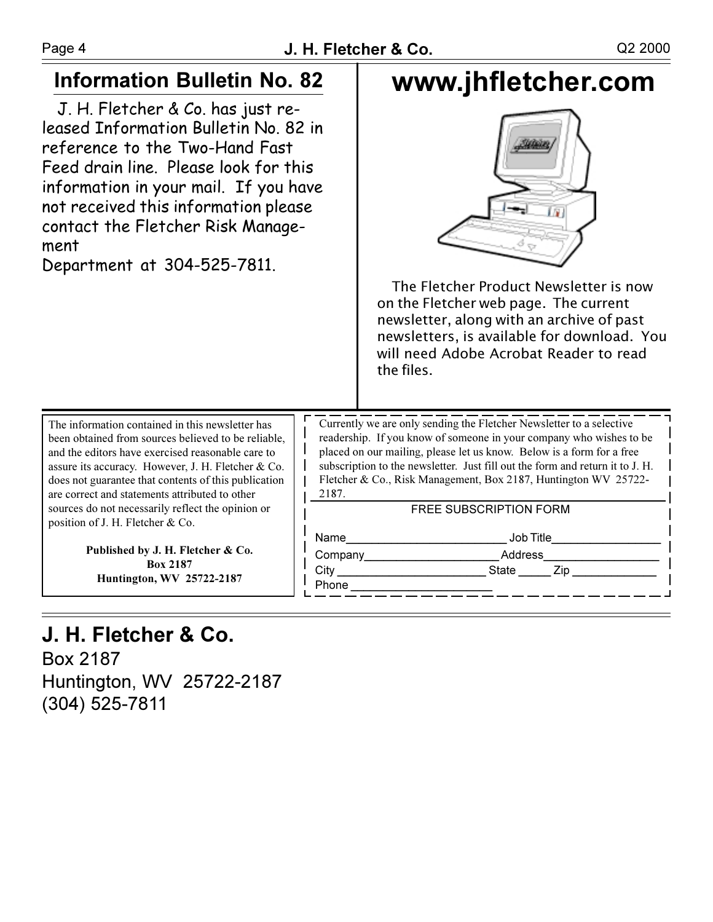## Information Bulletin No. 82

J. H. Fletcher & Co. has just released Information Bulletin No. 82 in reference to the Two-Hand Fast Feed drain line. Please look for this information in your mail. If you have not received this information please contact the Fletcher Risk Management Department at 304-525-7811.

## www.jhfletcher.com

The Fletcher Product Newsletter is now on the Fletcher web page. The current newsletter, along with an archive of past newsletters, is available for download. You will need Adobe Acrobat Reader to read the files.

---

The information contained in this newsletter has been obtained from sources believed to be reliable, and the editors have exercised reasonable care to assure its accuracy. However, J. H. Fletcher & Co. does not guarantee that contents of this publication are correct and statements attributed to other sources do not necessarily reflect the opinion or position of J. H. Fletcher & Co.

**Published by J. H. Fletcher & Co.**
**Box 2187**
**Huntington, WV 25722-2187**

Currently we are only sending the Fletcher Newsletter to a selective readership. If you know of someone in your company who wishes to be placed on our mailing, please let us know. Below is a form for a free subscription to the newsletter. Just fill out the form and return it to J. H. Fletcher & Co., Risk Management, Box 2187, Huntington WV 25722-2187.

FREE SUBSCRIPTION FORM

Name________________________ Job Title________________

Company____________________ Address_________________

City ______________________ State _____ Zip ____________

Phone _____________________

---

**J. H. Fletcher & Co.**
Box 2187
Huntington, WV 25722-2187
(304) 525-7811